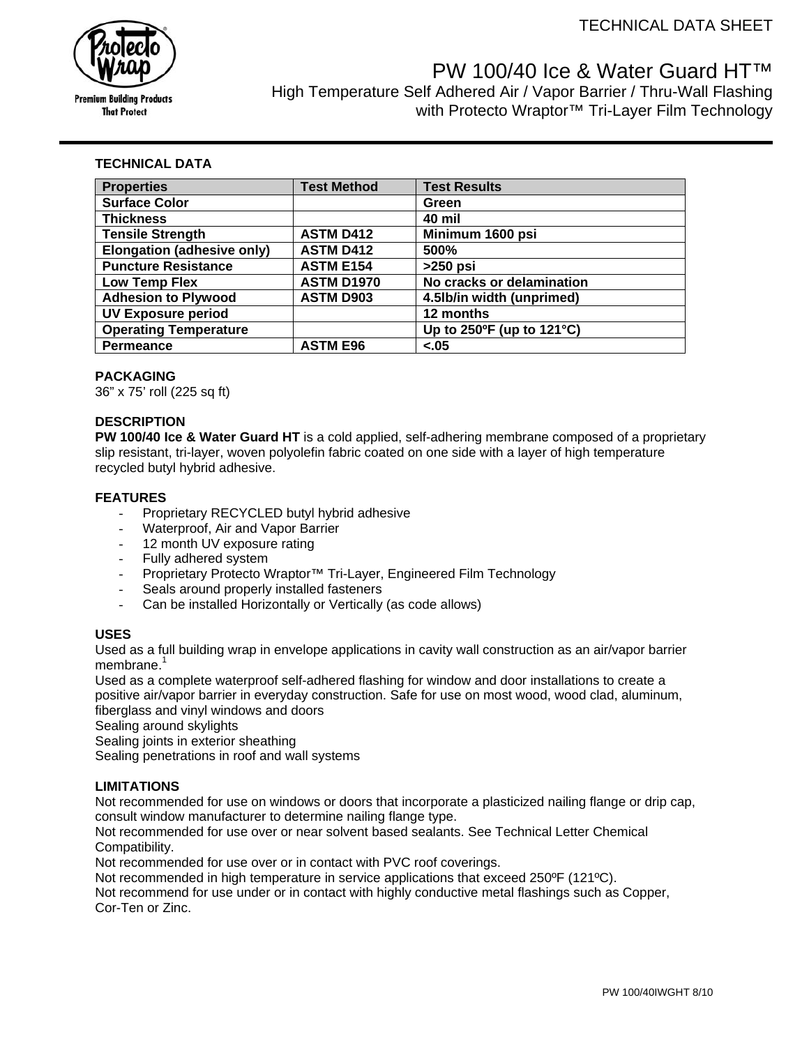TECHNICAL DATA SHEET

# PW 100/40 Ice & Water Guard HT™

High Temperature Self Adhered Air / Vapor Barrier / Thru-Wall Flashing with Protecto Wraptor™ Tri-Layer Film Technology

## TECHNICAL DATA

| Properties | Test Method | Test Results |
|---|---|---|
| Surface Color | | Green |
| Thickness | | 40 mil |
| Tensile Strength | ASTM D412 | Minimum 1600 psi |
| Elongation (adhesive only) | ASTM D412 | 500% |
| Puncture Resistance | ASTM E154 | >250 psi |
| Low Temp Flex | ASTM D1970 | No cracks or delamination |
| Adhesion to Plywood | ASTM D903 | 4.5lb/in width (unprimed) |
| UV Exposure period | | 12 months |
| Operating Temperature | | Up to 250ºF (up to 121°C) |
| Permeance | ASTM E96 | <.05 |

## PACKAGING

36" x 75' roll (225 sq ft)

## DESCRIPTION

**PW 100/40 Ice & Water Guard HT** is a cold applied, self-adhering membrane composed of a proprietary slip resistant, tri-layer, woven polyolefin fabric coated on one side with a layer of high temperature recycled butyl hybrid adhesive.

## FEATURES

- Proprietary RECYCLED butyl hybrid adhesive
- Waterproof, Air and Vapor Barrier
- 12 month UV exposure rating
- Fully adhered system
- Proprietary Protecto Wraptor™ Tri-Layer, Engineered Film Technology
- Seals around properly installed fasteners
- Can be installed Horizontally or Vertically (as code allows)

## USES

Used as a full building wrap in envelope applications in cavity wall construction as an air/vapor barrier membrane.[1]

Used as a complete waterproof self-adhered flashing for window and door installations to create a positive air/vapor barrier in everyday construction. Safe for use on most wood, wood clad, aluminum, fiberglass and vinyl windows and doors

Sealing around skylights

Sealing joints in exterior sheathing

Sealing penetrations in roof and wall systems

## LIMITATIONS

Not recommended for use on windows or doors that incorporate a plasticized nailing flange or drip cap, consult window manufacturer to determine nailing flange type.

Not recommended for use over or near solvent based sealants. See Technical Letter Chemical Compatibility.

Not recommended for use over or in contact with PVC roof coverings.

Not recommended in high temperature in service applications that exceed 250ºF (121ºC).

Not recommend for use under or in contact with highly conductive metal flashings such as Copper, Cor-Ten or Zinc.

PW 100/40IWGHT 8/10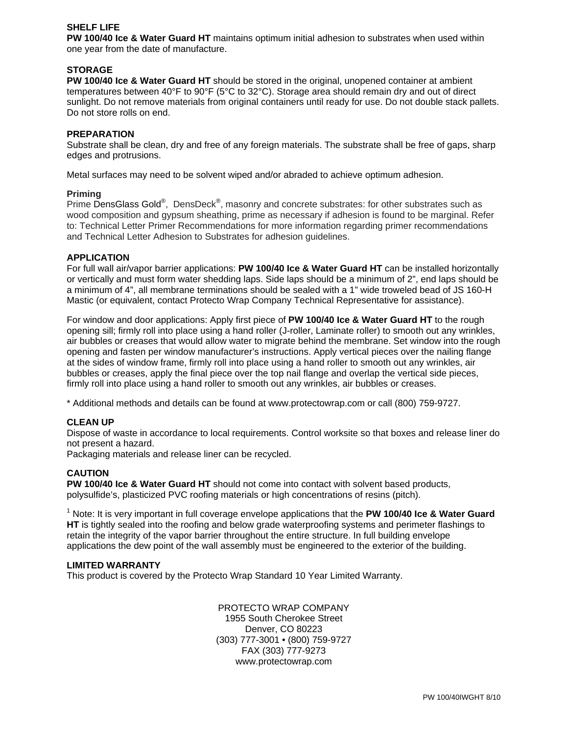## SHELF LIFE

**PW 100/40 Ice & Water Guard HT** maintains optimum initial adhesion to substrates when used within one year from the date of manufacture.

## STORAGE

**PW 100/40 Ice & Water Guard HT** should be stored in the original, unopened container at ambient temperatures between 40°F to 90°F (5°C to 32°C). Storage area should remain dry and out of direct sunlight. Do not remove materials from original containers until ready for use. Do not double stack pallets. Do not store rolls on end.

## PREPARATION

Substrate shall be clean, dry and free of any foreign materials. The substrate shall be free of gaps, sharp edges and protrusions.

Metal surfaces may need to be solvent wiped and/or abraded to achieve optimum adhesion.

### Priming

Prime DensGlass Gold®, DensDeck®, masonry and concrete substrates: for other substrates such as wood composition and gypsum sheathing, prime as necessary if adhesion is found to be marginal. Refer to: Technical Letter Primer Recommendations for more information regarding primer recommendations and Technical Letter Adhesion to Substrates for adhesion guidelines.

## APPLICATION

For full wall air/vapor barrier applications: **PW 100/40 Ice & Water Guard HT** can be installed horizontally or vertically and must form water shedding laps. Side laps should be a minimum of 2", end laps should be a minimum of 4", all membrane terminations should be sealed with a 1" wide troweled bead of JS 160-H Mastic (or equivalent, contact Protecto Wrap Company Technical Representative for assistance).

For window and door applications: Apply first piece of **PW 100/40 Ice & Water Guard HT** to the rough opening sill; firmly roll into place using a hand roller (J-roller, Laminate roller) to smooth out any wrinkles, air bubbles or creases that would allow water to migrate behind the membrane. Set window into the rough opening and fasten per window manufacturer's instructions. Apply vertical pieces over the nailing flange at the sides of window frame, firmly roll into place using a hand roller to smooth out any wrinkles, air bubbles or creases, apply the final piece over the top nail flange and overlap the vertical side pieces, firmly roll into place using a hand roller to smooth out any wrinkles, air bubbles or creases.

* Additional methods and details can be found at www.protectowrap.com or call (800) 759-9727.

## CLEAN UP

Dispose of waste in accordance to local requirements. Control worksite so that boxes and release liner do not present a hazard.
Packaging materials and release liner can be recycled.

## CAUTION

**PW 100/40 Ice & Water Guard HT** should not come into contact with solvent based products, polysulfide's, plasticized PVC roofing materials or high concentrations of resins (pitch).

[1] Note: It is very important in full coverage envelope applications that the **PW 100/40 Ice & Water Guard HT** is tightly sealed into the roofing and below grade waterproofing systems and perimeter flashings to retain the integrity of the vapor barrier throughout the entire structure. In full building envelope applications the dew point of the wall assembly must be engineered to the exterior of the building.

## LIMITED WARRANTY

This product is covered by the Protecto Wrap Standard 10 Year Limited Warranty.

PROTECTO WRAP COMPANY
1955 South Cherokee Street
Denver, CO 80223
(303) 777-3001 • (800) 759-9727
FAX (303) 777-9273
www.protectowrap.com

PW 100/40IWGHT 8/10